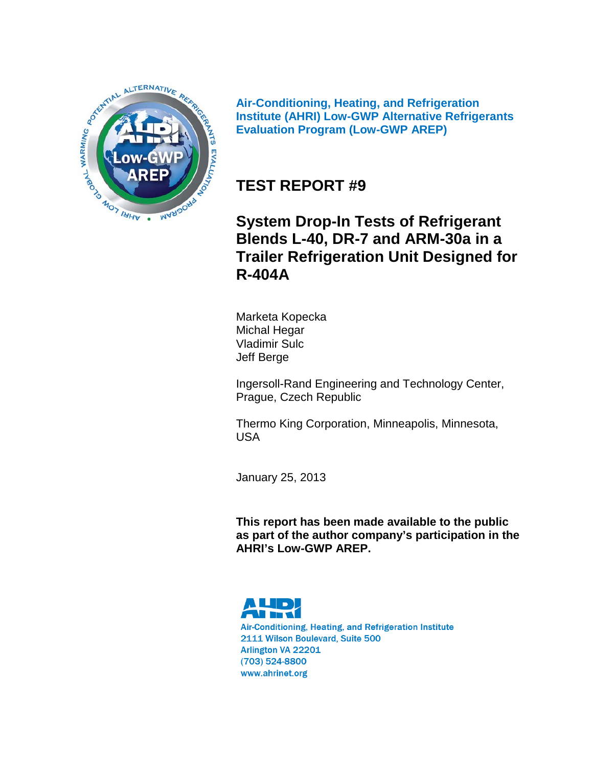**Air-Conditioning, Heating, and Refrigeration Institute (AHRI) Low-GWP Alternative Refrigerants Evaluation Program (Low-GWP AREP)**

# TEST REPORT #9

## System Drop-In Tests of Refrigerant Blends L-40, DR-7 and ARM-30a in a Trailer Refrigeration Unit Designed for R-404A

Marketa Kopecka
Michal Hegar
Vladimir Sulc
Jeff Berge

Ingersoll-Rand Engineering and Technology Center, Prague, Czech Republic

Thermo King Corporation, Minneapolis, Minnesota, USA

January 25, 2013

**This report has been made available to the public as part of the author company's participation in the AHRI's Low-GWP AREP.**

Air-Conditioning, Heating, and Refrigeration Institute
2111 Wilson Boulevard, Suite 500
Arlington VA 22201
(703) 524-8800
www.ahrinet.org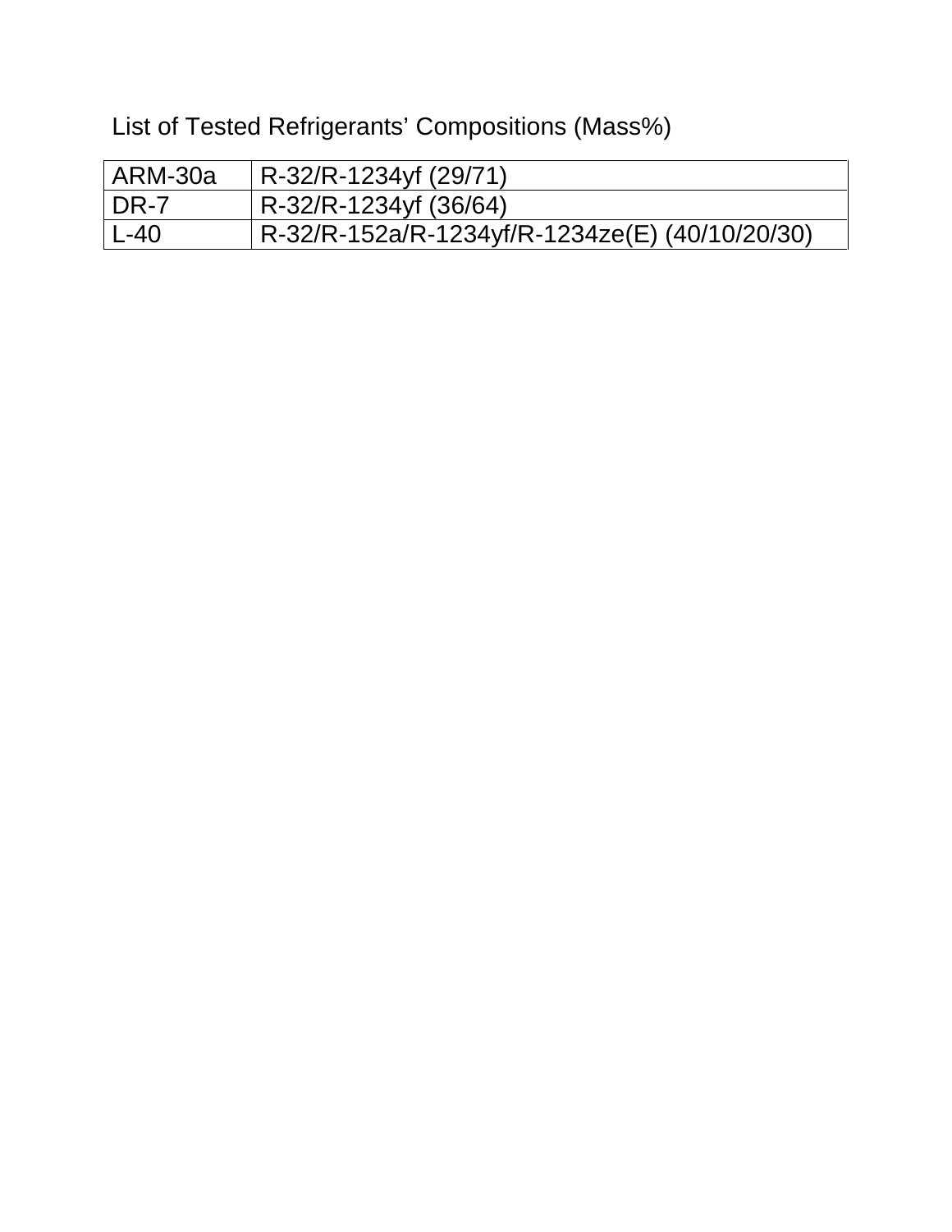List of Tested Refrigerants' Compositions (Mass%)

| | |
|---|---|
| ARM-30a | R-32/R-1234yf (29/71) |
| DR-7 | R-32/R-1234yf (36/64) |
| L-40 | R-32/R-152a/R-1234yf/R-1234ze(E) (40/10/20/30) |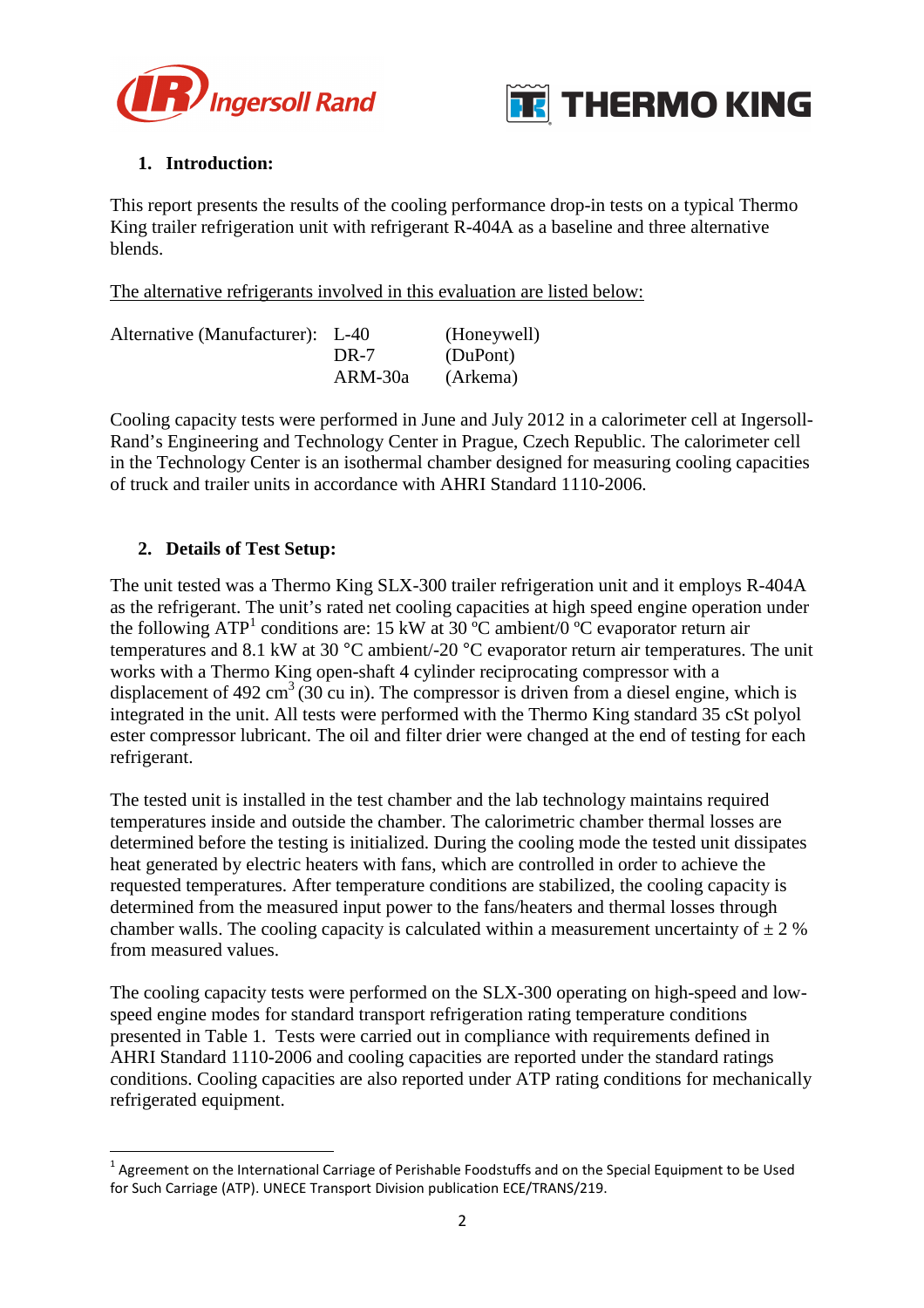## 1. Introduction:

This report presents the results of the cooling performance drop-in tests on a typical Thermo King trailer refrigeration unit with refrigerant R-404A as a baseline and three alternative blends.

The alternative refrigerants involved in this evaluation are listed below:

| Alternative (Manufacturer): | | |
|---|---|---|
| | L-40 | (Honeywell) |
| | DR-7 | (DuPont) |
| | ARM-30a | (Arkema) |

Cooling capacity tests were performed in June and July 2012 in a calorimeter cell at Ingersoll-Rand's Engineering and Technology Center in Prague, Czech Republic. The calorimeter cell in the Technology Center is an isothermal chamber designed for measuring cooling capacities of truck and trailer units in accordance with AHRI Standard 1110-2006.

## 2. Details of Test Setup:

The unit tested was a Thermo King SLX-300 trailer refrigeration unit and it employs R-404A as the refrigerant. The unit's rated net cooling capacities at high speed engine operation under the following ATP[1] conditions are: 15 kW at 30 ºC ambient/0 ºC evaporator return air temperatures and 8.1 kW at 30 °C ambient/-20 °C evaporator return air temperatures. The unit works with a Thermo King open-shaft 4 cylinder reciprocating compressor with a displacement of 492 $cm^3$ (30 cu in). The compressor is driven from a diesel engine, which is integrated in the unit. All tests were performed with the Thermo King standard 35 cSt polyol ester compressor lubricant. The oil and filter drier were changed at the end of testing for each refrigerant.

The tested unit is installed in the test chamber and the lab technology maintains required temperatures inside and outside the chamber. The calorimetric chamber thermal losses are determined before the testing is initialized. During the cooling mode the tested unit dissipates heat generated by electric heaters with fans, which are controlled in order to achieve the requested temperatures. After temperature conditions are stabilized, the cooling capacity is determined from the measured input power to the fans/heaters and thermal losses through chamber walls. The cooling capacity is calculated within a measurement uncertainty of ± 2 % from measured values.

The cooling capacity tests were performed on the SLX-300 operating on high-speed and low-speed engine modes for standard transport refrigeration rating temperature conditions presented in Table 1. Tests were carried out in compliance with requirements defined in AHRI Standard 1110-2006 and cooling capacities are reported under the standard ratings conditions. Cooling capacities are also reported under ATP rating conditions for mechanically refrigerated equipment.

[1] Agreement on the International Carriage of Perishable Foodstuffs and on the Special Equipment to be Used for Such Carriage (ATP). UNECE Transport Division publication ECE/TRANS/219.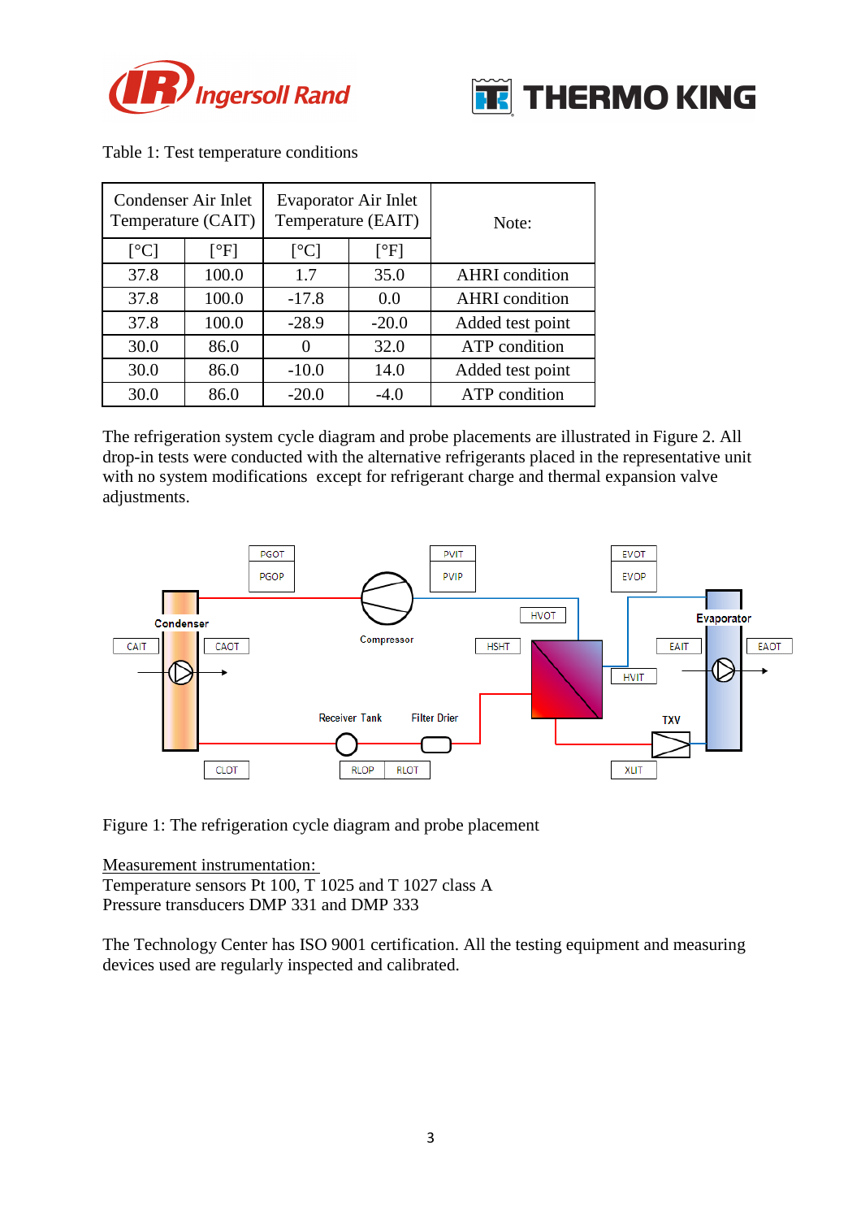Table 1: Test temperature conditions

| Condenser Air Inlet Temperature (CAIT) | | Evaporator Air Inlet Temperature (EAIT) | | Note: |
|---|---|---|---|---|
| [°C] | [°F] | [°C] | [°F] | |
| 37.8 | 100.0 | 1.7 | 35.0 | AHRI condition |
| 37.8 | 100.0 | -17.8 | 0.0 | AHRI condition |
| 37.8 | 100.0 | -28.9 | -20.0 | Added test point |
| 30.0 | 86.0 | 0 | 32.0 | ATP condition |
| 30.0 | 86.0 | -10.0 | 14.0 | Added test point |
| 30.0 | 86.0 | -20.0 | -4.0 | ATP condition |

The refrigeration system cycle diagram and probe placements are illustrated in Figure 2. All drop-in tests were conducted with the alternative refrigerants placed in the representative unit with no system modifications except for refrigerant charge and thermal expansion valve adjustments.

PGOT
PGOP
PVIT
PVIP
EVOT
EVOP
Condenser
Compressor
HVOT
Evaporator
CAIT
CAOT
HSHT
EAIT
EAOT
HVIT
Receiver Tank
Filter Drier
TXV
CLOT
RLOP
RLOT
XLIT

Figure 1: The refrigeration cycle diagram and probe placement

Measurement instrumentation:
Temperature sensors Pt 100, T 1025 and T 1027 class A
Pressure transducers DMP 331 and DMP 333

The Technology Center has ISO 9001 certification. All the testing equipment and measuring devices used are regularly inspected and calibrated.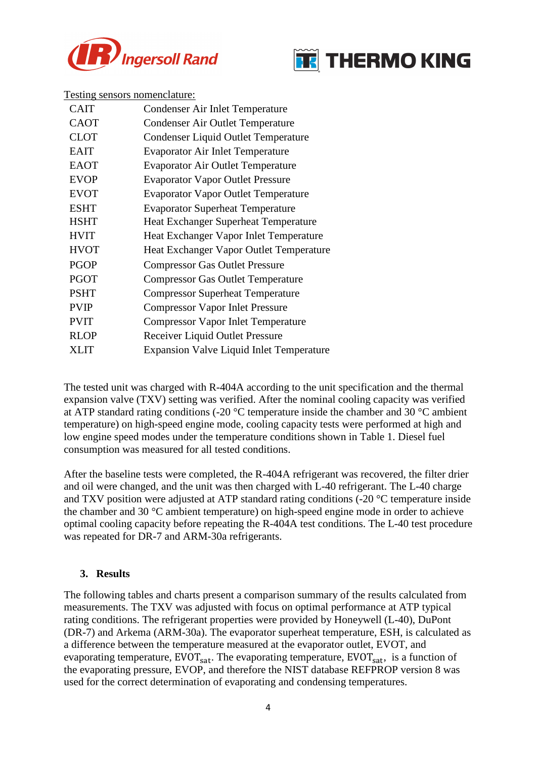Testing sensors nomenclature:

| | |
|---|---|
| CAIT | Condenser Air Inlet Temperature |
| CAOT | Condenser Air Outlet Temperature |
| CLOT | Condenser Liquid Outlet Temperature |
| EAIT | Evaporator Air Inlet Temperature |
| EAOT | Evaporator Air Outlet Temperature |
| EVOP | Evaporator Vapor Outlet Pressure |
| EVOT | Evaporator Vapor Outlet Temperature |
| ESHT | Evaporator Superheat Temperature |
| HSHT | Heat Exchanger Superheat Temperature |
| HVIT | Heat Exchanger Vapor Inlet Temperature |
| HVOT | Heat Exchanger Vapor Outlet Temperature |
| PGOP | Compressor Gas Outlet Pressure |
| PGOT | Compressor Gas Outlet Temperature |
| PSHT | Compressor Superheat Temperature |
| PVIP | Compressor Vapor Inlet Pressure |
| PVIT | Compressor Vapor Inlet Temperature |
| RLOP | Receiver Liquid Outlet Pressure |
| XLIT | Expansion Valve Liquid Inlet Temperature |

The tested unit was charged with R-404A according to the unit specification and the thermal expansion valve (TXV) setting was verified. After the nominal cooling capacity was verified at ATP standard rating conditions (-20 °C temperature inside the chamber and 30 °C ambient temperature) on high-speed engine mode, cooling capacity tests were performed at high and low engine speed modes under the temperature conditions shown in Table 1. Diesel fuel consumption was measured for all tested conditions.

After the baseline tests were completed, the R-404A refrigerant was recovered, the filter drier and oil were changed, and the unit was then charged with L-40 refrigerant. The L-40 charge and TXV position were adjusted at ATP standard rating conditions (-20 °C temperature inside the chamber and 30 °C ambient temperature) on high-speed engine mode in order to achieve optimal cooling capacity before repeating the R-404A test conditions. The L-40 test procedure was repeated for DR-7 and ARM-30a refrigerants.

## 3. Results

The following tables and charts present a comparison summary of the results calculated from measurements. The TXV was adjusted with focus on optimal performance at ATP typical rating conditions. The refrigerant properties were provided by Honeywell (L-40), DuPont (DR-7) and Arkema (ARM-30a). The evaporator superheat temperature, ESH, is calculated as a difference between the temperature measured at the evaporator outlet, EVOT, and evaporating temperature, $\mathrm{EVOT}_{\mathrm{sat}}$. The evaporating temperature, $\mathrm{EVOT}_{\mathrm{sat}}$, is a function of the evaporating pressure, EVOP, and therefore the NIST database REFPROP version 8 was used for the correct determination of evaporating and condensing temperatures.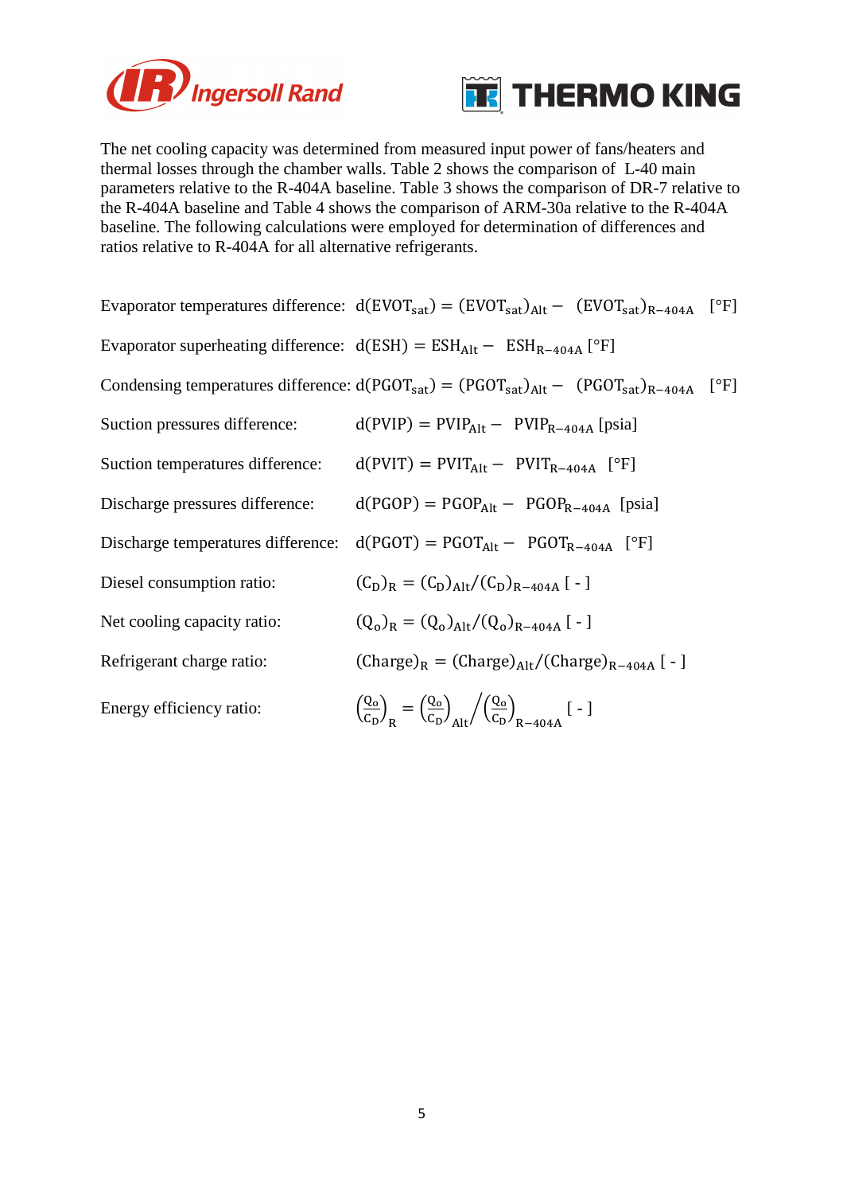The net cooling capacity was determined from measured input power of fans/heaters and thermal losses through the chamber walls. Table 2 shows the comparison of L-40 main parameters relative to the R-404A baseline. Table 3 shows the comparison of DR-7 relative to the R-404A baseline and Table 4 shows the comparison of ARM-30a relative to the R-404A baseline. The following calculations were employed for determination of differences and ratios relative to R-404A for all alternative refrigerants.

Evaporator temperatures difference: $d(\mathrm{EVOT_{sat}}) = (\mathrm{EVOT_{sat}})_{\mathrm{Alt}} - (\mathrm{EVOT_{sat}})_{\mathrm{R-404A}}$ [°F]

Evaporator superheating difference: $d(\mathrm{ESH}) = \mathrm{ESH_{Alt}} - \mathrm{ESH_{R-404A}}$ [°F]

Condensing temperatures difference: $d(\mathrm{PGOT_{sat}}) = (\mathrm{PGOT_{sat}})_{\mathrm{Alt}} - (\mathrm{PGOT_{sat}})_{\mathrm{R-404A}}$ [°F]

Suction pressures difference: $d(\mathrm{PVIP}) = \mathrm{PVIP_{Alt}} - \mathrm{PVIP_{R-404A}}$ [psia]

Suction temperatures difference: $d(\mathrm{PVIT}) = \mathrm{PVIT_{Alt}} - \mathrm{PVIT_{R-404A}}$ [°F]

Discharge pressures difference: $d(\mathrm{PGOP}) = \mathrm{PGOP_{Alt}} - \mathrm{PGOP_{R-404A}}$ [psia]

Discharge temperatures difference: $d(\mathrm{PGOT}) = \mathrm{PGOT_{Alt}} - \mathrm{PGOT_{R-404A}}$ [°F]

Diesel consumption ratio: $(\mathrm{C_D})_{\mathrm{R}} = (\mathrm{C_D})_{\mathrm{Alt}} / (\mathrm{C_D})_{\mathrm{R-404A}}$ [ - ]

Net cooling capacity ratio: $(\mathrm{Q_o})_{\mathrm{R}} = (\mathrm{Q_o})_{\mathrm{Alt}} / (\mathrm{Q_o})_{\mathrm{R-404A}}$ [ - ]

Refrigerant charge ratio: $(\mathrm{Charge})_{\mathrm{R}} = (\mathrm{Charge})_{\mathrm{Alt}} / (\mathrm{Charge})_{\mathrm{R-404A}}$ [ - ]

Energy efficiency ratio: $\left(\frac{\mathrm{Q_o}}{\mathrm{C_D}}\right)_{\mathrm{R}} = \left(\frac{\mathrm{Q_o}}{\mathrm{C_D}}\right)_{\mathrm{Alt}} \Big/ \left(\frac{\mathrm{Q_o}}{\mathrm{C_D}}\right)_{\mathrm{R-404A}}$ [ - ]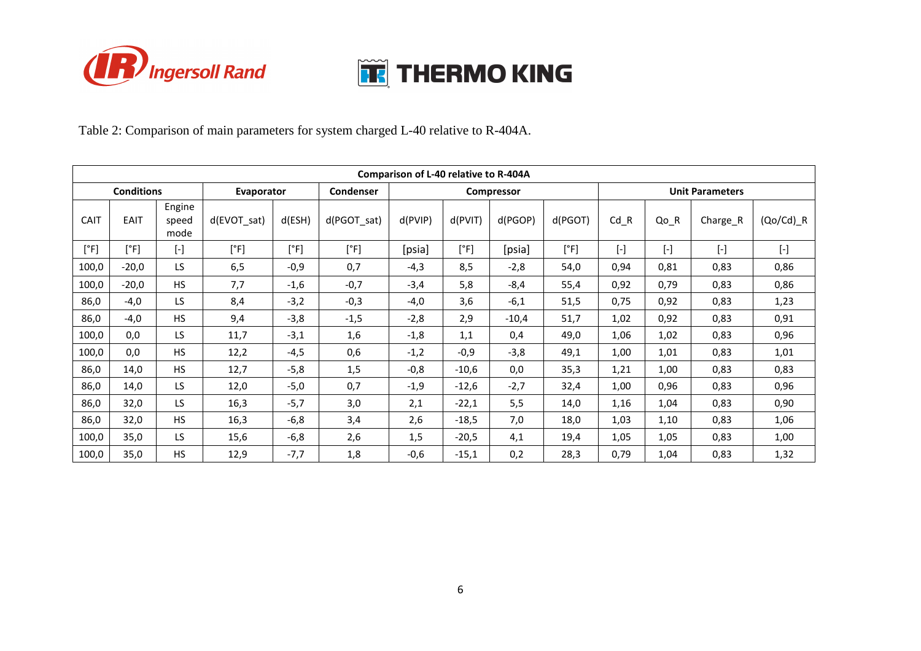Table 2: Comparison of main parameters for system charged L-40 relative to R-404A.

| Comparison of L-40 relative to R-404A | | | | | | | | | | | | | | |
|---|---|---|---|---|---|---|---|---|---|---|---|---|---|---|
| Conditions | | | Evaporator | | Condenser | Compressor | | | | Unit Parameters | | | | |
| CAIT | EAIT | Engine speed mode | d(EVOT_sat) | d(ESH) | d(PGOT_sat) | d(PVIP) | d(PVIT) | d(PGOP) | d(PGOT) | Cd_R | Qo_R | Charge_R | (Qo/Cd)_R | |
| [°F] | [°F] | [-] | [°F] | [°F] | [°F] | [psia] | [°F] | [psia] | [°F] | [-] | [-] | [-] | [-] | |
| 100,0 | -20,0 | LS | 6,5 | -0,9 | 0,7 | -4,3 | 8,5 | -2,8 | 54,0 | 0,94 | 0,81 | 0,83 | 0,86 | |
| 100,0 | -20,0 | HS | 7,7 | -1,6 | -0,7 | -3,4 | 5,8 | -8,4 | 55,4 | 0,92 | 0,79 | 0,83 | 0,86 | |
| 86,0 | -4,0 | LS | 8,4 | -3,2 | -0,3 | -4,0 | 3,6 | -6,1 | 51,5 | 0,75 | 0,92 | 0,83 | 1,23 | |
| 86,0 | -4,0 | HS | 9,4 | -3,8 | -1,5 | -2,8 | 2,9 | -10,4 | 51,7 | 1,02 | 0,92 | 0,83 | 0,91 | |
| 100,0 | 0,0 | LS | 11,7 | -3,1 | 1,6 | -1,8 | 1,1 | 0,4 | 49,0 | 1,06 | 1,02 | 0,83 | 0,96 | |
| 100,0 | 0,0 | HS | 12,2 | -4,5 | 0,6 | -1,2 | -0,9 | -3,8 | 49,1 | 1,00 | 1,01 | 0,83 | 1,01 | |
| 86,0 | 14,0 | HS | 12,7 | -5,8 | 1,5 | -0,8 | -10,6 | 0,0 | 35,3 | 1,21 | 1,00 | 0,83 | 0,83 | |
| 86,0 | 14,0 | LS | 12,0 | -5,0 | 0,7 | -1,9 | -12,6 | -2,7 | 32,4 | 1,00 | 0,96 | 0,83 | 0,96 | |
| 86,0 | 32,0 | LS | 16,3 | -5,7 | 3,0 | 2,1 | -22,1 | 5,5 | 14,0 | 1,16 | 1,04 | 0,83 | 0,90 | |
| 86,0 | 32,0 | HS | 16,3 | -6,8 | 3,4 | 2,6 | -18,5 | 7,0 | 18,0 | 1,03 | 1,10 | 0,83 | 1,06 | |
| 100,0 | 35,0 | LS | 15,6 | -6,8 | 2,6 | 1,5 | -20,5 | 4,1 | 19,4 | 1,05 | 1,05 | 0,83 | 1,00 | |
| 100,0 | 35,0 | HS | 12,9 | -7,7 | 1,8 | -0,6 | -15,1 | 0,2 | 28,3 | 0,79 | 1,04 | 0,83 | 1,32 | |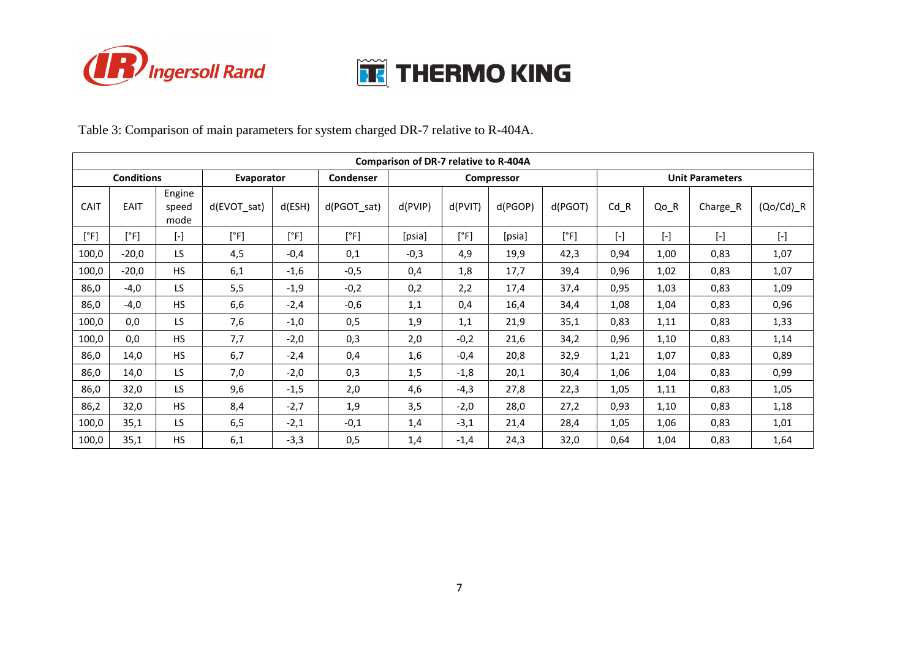Table 3: Comparison of main parameters for system charged DR-7 relative to R-404A.

| Comparison of DR-7 relative to R-404A | | | | | | | | | | | | | |
|---|---|---|---|---|---|---|---|---|---|---|---|---|---|
| Conditions | | | Evaporator | | Condenser | Compressor | | | | Unit Parameters | | | |
| CAIT | EAIT | Engine speed mode | d(EVOT_sat) | d(ESH) | d(PGOT_sat) | d(PVIP) | d(PVIT) | d(PGOP) | d(PGOT) | Cd_R | Qo_R | Charge_R | (Qo/Cd)_R |
| [°F] | [°F] | [-] | [°F] | [°F] | [°F] | [psia] | [°F] | [psia] | [°F] | [-] | [-] | [-] | [-] |
| 100,0 | -20,0 | LS | 4,5 | -0,4 | 0,1 | -0,3 | 4,9 | 19,9 | 42,3 | 0,94 | 1,00 | 0,83 | 1,07 |
| 100,0 | -20,0 | HS | 6,1 | -1,6 | -0,5 | 0,4 | 1,8 | 17,7 | 39,4 | 0,96 | 1,02 | 0,83 | 1,07 |
| 86,0 | -4,0 | LS | 5,5 | -1,9 | -0,2 | 0,2 | 2,2 | 17,4 | 37,4 | 0,95 | 1,03 | 0,83 | 1,09 |
| 86,0 | -4,0 | HS | 6,6 | -2,4 | -0,6 | 1,1 | 0,4 | 16,4 | 34,4 | 1,08 | 1,04 | 0,83 | 0,96 |
| 100,0 | 0,0 | LS | 7,6 | -1,0 | 0,5 | 1,9 | 1,1 | 21,9 | 35,1 | 0,83 | 1,11 | 0,83 | 1,33 |
| 100,0 | 0,0 | HS | 7,7 | -2,0 | 0,3 | 2,0 | -0,2 | 21,6 | 34,2 | 0,96 | 1,10 | 0,83 | 1,14 |
| 86,0 | 14,0 | HS | 6,7 | -2,4 | 0,4 | 1,6 | -0,4 | 20,8 | 32,9 | 1,21 | 1,07 | 0,83 | 0,89 |
| 86,0 | 14,0 | LS | 7,0 | -2,0 | 0,3 | 1,5 | -1,8 | 20,1 | 30,4 | 1,06 | 1,04 | 0,83 | 0,99 |
| 86,0 | 32,0 | LS | 9,6 | -1,5 | 2,0 | 4,6 | -4,3 | 27,8 | 22,3 | 1,05 | 1,11 | 0,83 | 1,05 |
| 86,2 | 32,0 | HS | 8,4 | -2,7 | 1,9 | 3,5 | -2,0 | 28,0 | 27,2 | 0,93 | 1,10 | 0,83 | 1,18 |
| 100,0 | 35,1 | LS | 6,5 | -2,1 | -0,1 | 1,4 | -3,1 | 21,4 | 28,4 | 1,05 | 1,06 | 0,83 | 1,01 |
| 100,0 | 35,1 | HS | 6,1 | -3,3 | 0,5 | 1,4 | -1,4 | 24,3 | 32,0 | 0,64 | 1,04 | 0,83 | 1,64 |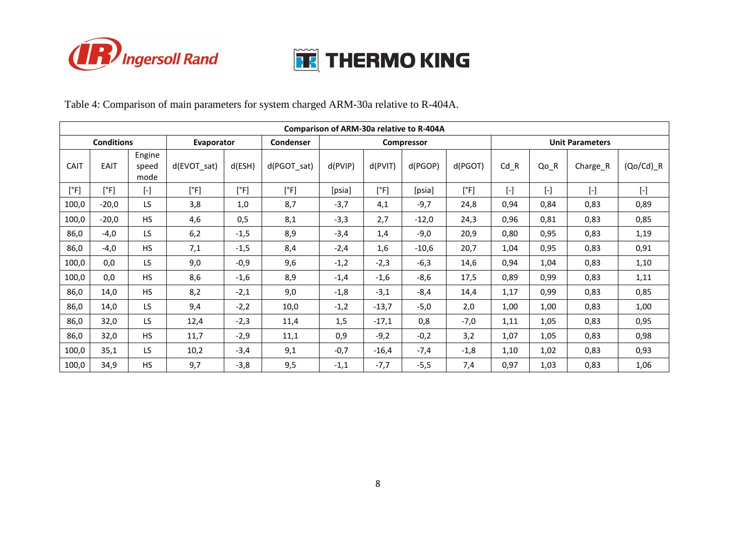Table 4: Comparison of main parameters for system charged ARM-30a relative to R-404A.

| Comparison of ARM-30a relative to R-404A | | | | | | | | | | | | | |
|---|---|---|---|---|---|---|---|---|---|---|---|---|---|
| Conditions | | | Evaporator | | Condenser | Compressor | | | | Unit Parameters | | | |
| CAIT | EAIT | Engine speed mode | d(EVOT_sat) | d(ESH) | d(PGOT_sat) | d(PVIP) | d(PVIT) | d(PGOP) | d(PGOT) | Cd_R | Qo_R | Charge_R | (Qo/Cd)_R |
| [°F] | [°F] | [-] | [°F] | [°F] | [°F] | [psia] | [°F] | [psia] | [°F] | [-] | [-] | [-] | [-] |
| 100,0 | -20,0 | LS | 3,8 | 1,0 | 8,7 | -3,7 | 4,1 | -9,7 | 24,8 | 0,94 | 0,84 | 0,83 | 0,89 |
| 100,0 | -20,0 | HS | 4,6 | 0,5 | 8,1 | -3,3 | 2,7 | -12,0 | 24,3 | 0,96 | 0,81 | 0,83 | 0,85 |
| 86,0 | -4,0 | LS | 6,2 | -1,5 | 8,9 | -3,4 | 1,4 | -9,0 | 20,9 | 0,80 | 0,95 | 0,83 | 1,19 |
| 86,0 | -4,0 | HS | 7,1 | -1,5 | 8,4 | -2,4 | 1,6 | -10,6 | 20,7 | 1,04 | 0,95 | 0,83 | 0,91 |
| 100,0 | 0,0 | LS | 9,0 | -0,9 | 9,6 | -1,2 | -2,3 | -6,3 | 14,6 | 0,94 | 1,04 | 0,83 | 1,10 |
| 100,0 | 0,0 | HS | 8,6 | -1,6 | 8,9 | -1,4 | -1,6 | -8,6 | 17,5 | 0,89 | 0,99 | 0,83 | 1,11 |
| 86,0 | 14,0 | HS | 8,2 | -2,1 | 9,0 | -1,8 | -3,1 | -8,4 | 14,4 | 1,17 | 0,99 | 0,83 | 0,85 |
| 86,0 | 14,0 | LS | 9,4 | -2,2 | 10,0 | -1,2 | -13,7 | -5,0 | 2,0 | 1,00 | 1,00 | 0,83 | 1,00 |
| 86,0 | 32,0 | LS | 12,4 | -2,3 | 11,4 | 1,5 | -17,1 | 0,8 | -7,0 | 1,11 | 1,05 | 0,83 | 0,95 |
| 86,0 | 32,0 | HS | 11,7 | -2,9 | 11,1 | 0,9 | -9,2 | -0,2 | 3,2 | 1,07 | 1,05 | 0,83 | 0,98 |
| 100,0 | 35,1 | LS | 10,2 | -3,4 | 9,1 | -0,7 | -16,4 | -7,4 | -1,8 | 1,10 | 1,02 | 0,83 | 0,93 |
| 100,0 | 34,9 | HS | 9,7 | -3,8 | 9,5 | -1,1 | -7,7 | -5,5 | 7,4 | 0,97 | 1,03 | 0,83 | 1,06 |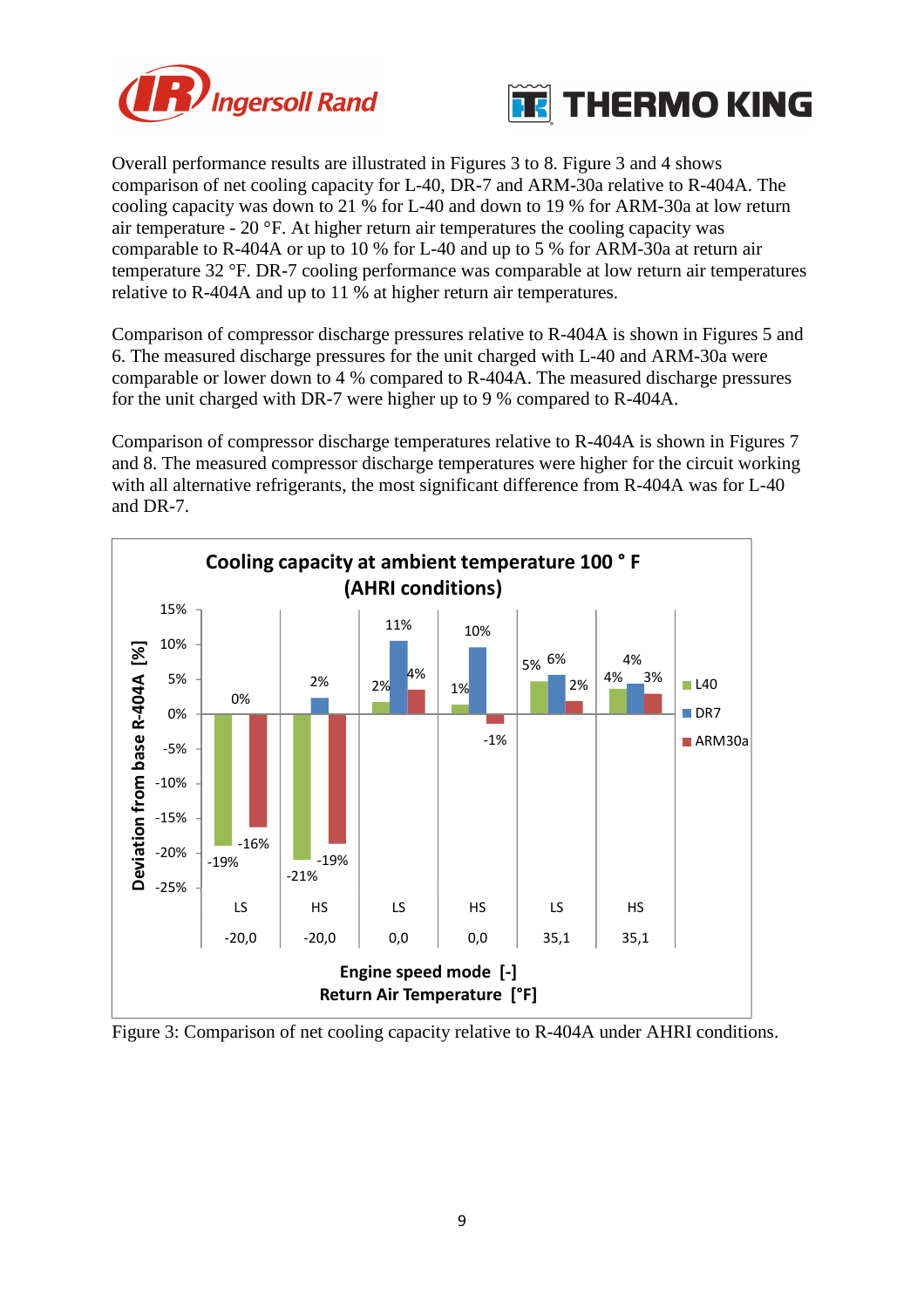Overall performance results are illustrated in Figures 3 to 8. Figure 3 and 4 shows comparison of net cooling capacity for L-40, DR-7 and ARM-30a relative to R-404A. The cooling capacity was down to 21 % for L-40 and down to 19 % for ARM-30a at low return air temperature - 20 °F. At higher return air temperatures the cooling capacity was comparable to R-404A or up to 10 % for L-40 and up to 5 % for ARM-30a at return air temperature 32 °F. DR-7 cooling performance was comparable at low return air temperatures relative to R-404A and up to 11 % at higher return air temperatures.

Comparison of compressor discharge pressures relative to R-404A is shown in Figures 5 and 6. The measured discharge pressures for the unit charged with L-40 and ARM-30a were comparable or lower down to 4 % compared to R-404A. The measured discharge pressures for the unit charged with DR-7 were higher up to 9 % compared to R-404A.

Comparison of compressor discharge temperatures relative to R-404A is shown in Figures 7 and 8. The measured compressor discharge temperatures were higher for the circuit working with all alternative refrigerants, the most significant difference from R-404A was for L-40 and DR-7.

**Cooling capacity at ambient temperature 100 ° F (AHRI conditions)**

| Engine speed mode [-] | Return Air Temperature [°F] | L40 | DR7 | ARM30a |
|---|---|---|---|---|
| LS | -20,0 | -19% | 0% | -16% |
| HS | -20,0 | -21% | 2% | -19% |
| LS | 0,0 | 2% | 11% | 4% |
| HS | 0,0 | 1% | 10% | -1% |
| LS | 35,1 | 5% | 6% | 2% |
| HS | 35,1 | 4% | 4% | 3% |

Figure 3: Comparison of net cooling capacity relative to R-404A under AHRI conditions.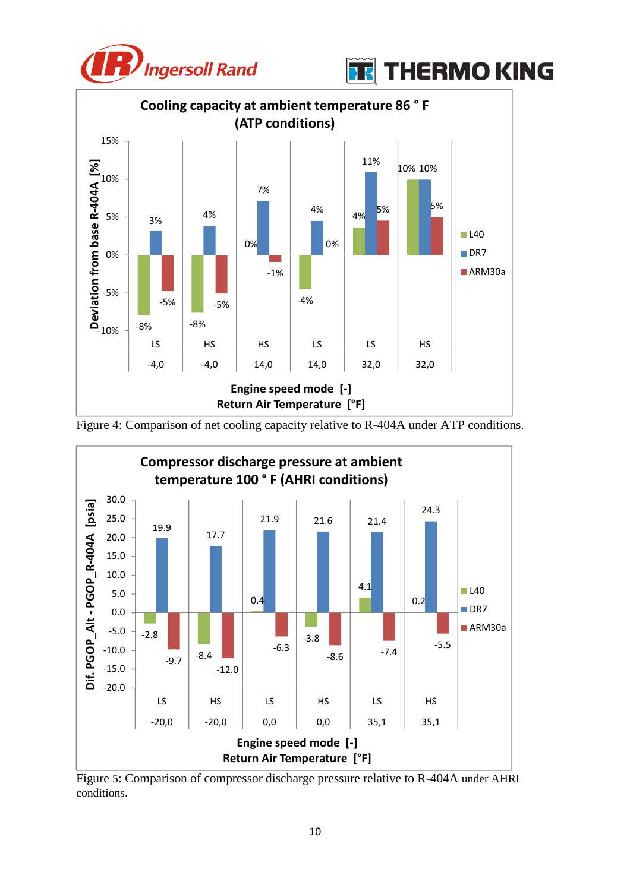Cooling capacity at ambient temperature 86 ° F
(ATP conditions)

Deviation from base R-404A [%]

15%
10%
5%
0%
-5%
-10%

3%
-8%
-5%
4%
-8%
-5%
7%
0%
-1%
4%
-4%
0%
11%
4%
5%
10% 10%
5%

L40
DR7
ARM30a

LS | HS | HS | LS | LS | HS

-4,0 | -4,0 | 14,0 | 14,0 | 32,0 | 32,0

Engine speed mode [-]
Return Air Temperature [°F]

Figure 4: Comparison of net cooling capacity relative to R-404A under ATP conditions.

Compressor discharge pressure at ambient temperature 100 ° F (AHRI conditions)

Dif. PGOP_Alt - PGOP_R-404A [psia]

30.0
25.0
20.0
15.0
10.0
5.0
0.0
-5.0
-10.0
-15.0
-20.0

19.9
-2.8
-9.7
17.7
-8.4
-12.0
21.9
0.4
-6.3
21.6
-3.8
-8.6
21.4
4.1
-7.4
24.3
0.2
-5.5

L40
DR7
ARM30a

LS | HS | LS | HS | LS | HS

-20,0 | -20,0 | 0,0 | 0,0 | 35,1 | 35,1

Engine speed mode [-]
Return Air Temperature [°F]

Figure 5: Comparison of compressor discharge pressure relative to R-404A under AHRI conditions.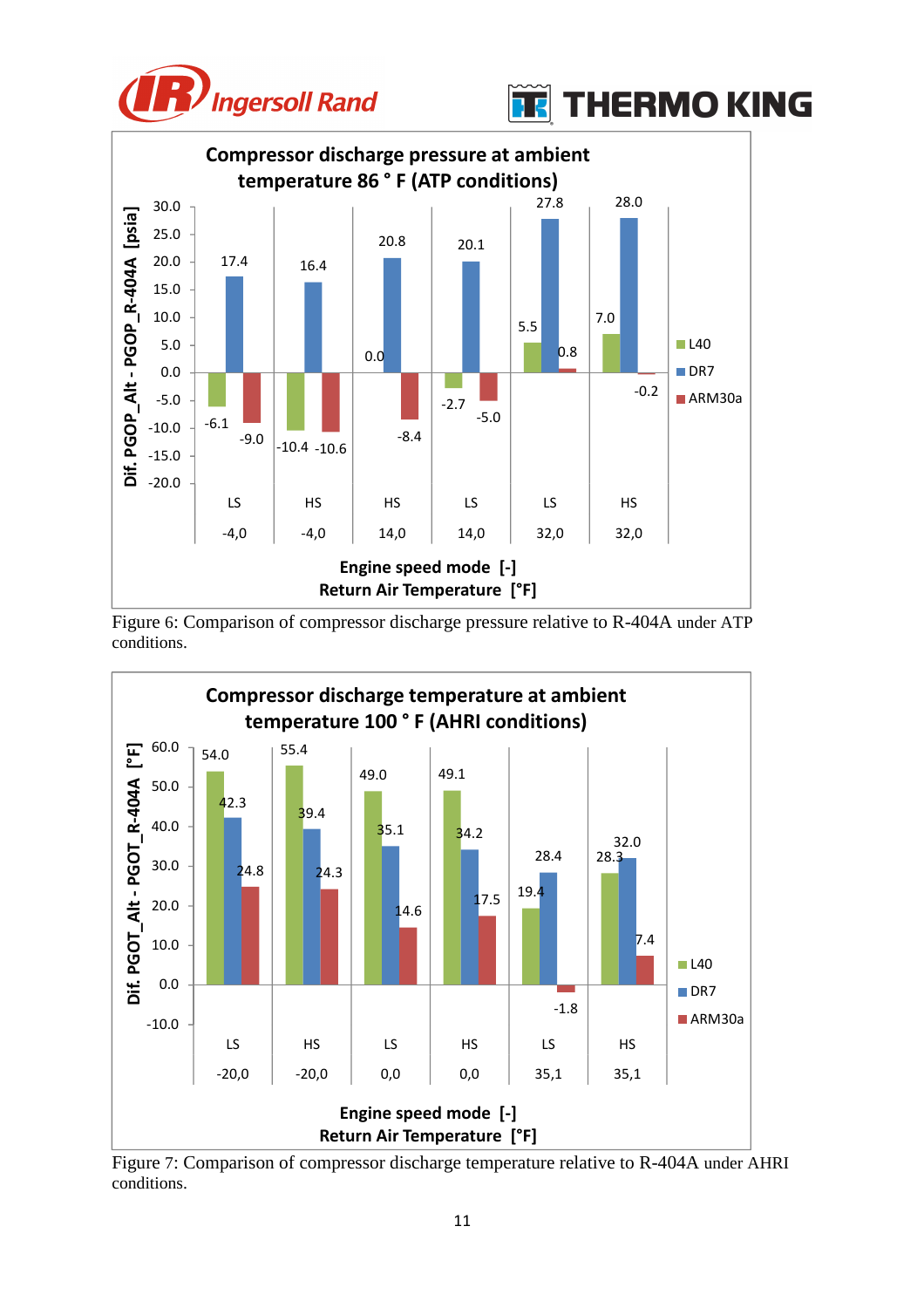Compressor discharge pressure at ambient temperature 86 ° F (ATP conditions)

Dif. PGOP_Alt - PGOP_R-404A [psia]

30.0
25.0
20.0
15.0
10.0
5.0
0.0
-5.0
-10.0
-15.0
-20.0

17.4
16.4
20.8
20.1
27.8
28.0
5.5
7.0
0.0
0.8
-6.1
-9.0
-10.4
-10.6
-8.4
-2.7
-5.0
-0.2

L40
DR7
ARM30a

LS HS HS LS LS HS

-4,0 -4,0 14,0 14,0 32,0 32,0

Engine speed mode [-]

Return Air Temperature [°F]

Figure 6: Comparison of compressor discharge pressure relative to R-404A under ATP conditions.

Compressor discharge temperature at ambient temperature 100 ° F (AHRI conditions)

Dif. PGOT_Alt - PGOT_R-404A [°F]

60.0
50.0
40.0
30.0
20.0
10.0
0.0
-10.0

54.0
55.4
49.0
49.1
42.3
39.4
35.1
34.2
28.4
32.0
28.3
19.4
24.8
24.3
14.6
17.5
7.4
-1.8

L40
DR7
ARM30a

LS HS LS HS LS HS

-20,0 -20,0 0,0 0,0 35,1 35,1

Engine speed mode [-]

Return Air Temperature [°F]

Figure 7: Comparison of compressor discharge temperature relative to R-404A under AHRI conditions.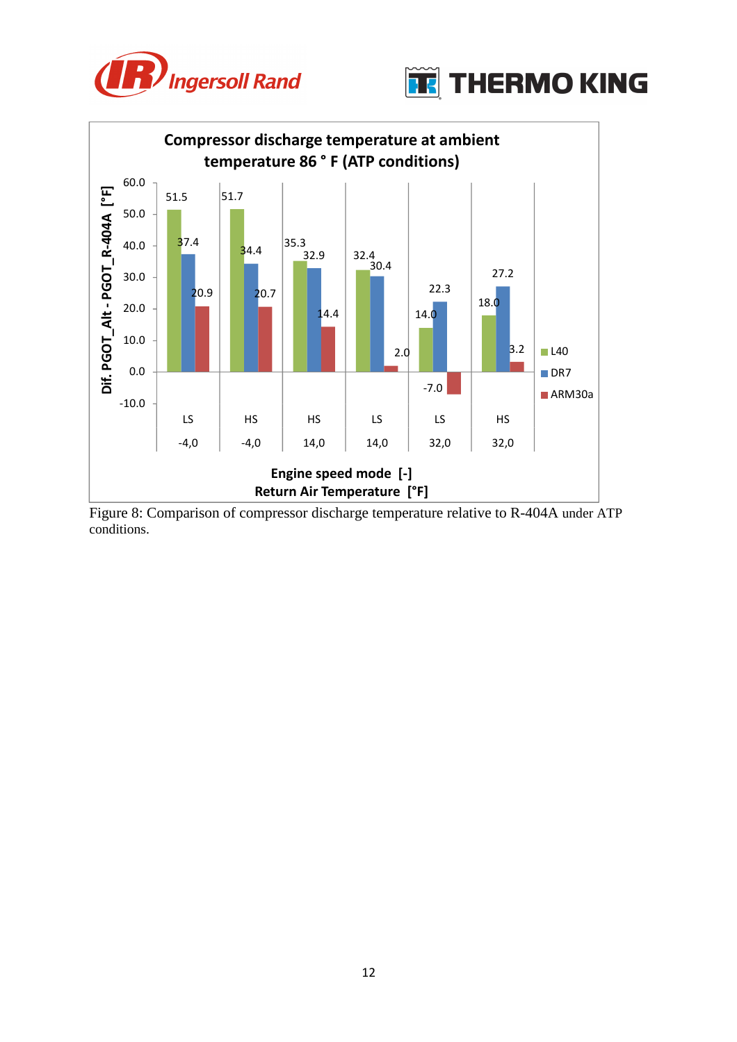Compressor discharge temperature at ambient temperature 86 ° F (ATP conditions)

Dif. PGOT_Alt - PGOT_R-404A [°F]

60.0
50.0
40.0
30.0
20.0
10.0
0.0
-10.0

51.5
37.4
20.9
51.7
34.4
20.7
35.3
32.9
14.4
32.4
30.4
2.0
14.0
22.3
-7.0
18.0
27.2
3.2

L40
DR7
ARM30a

LS HS HS LS LS HS
-4,0 -4,0 14,0 14,0 32,0 32,0

Engine speed mode [-]
Return Air Temperature [°F]

Figure 8: Comparison of compressor discharge temperature relative to R-404A under ATP conditions.